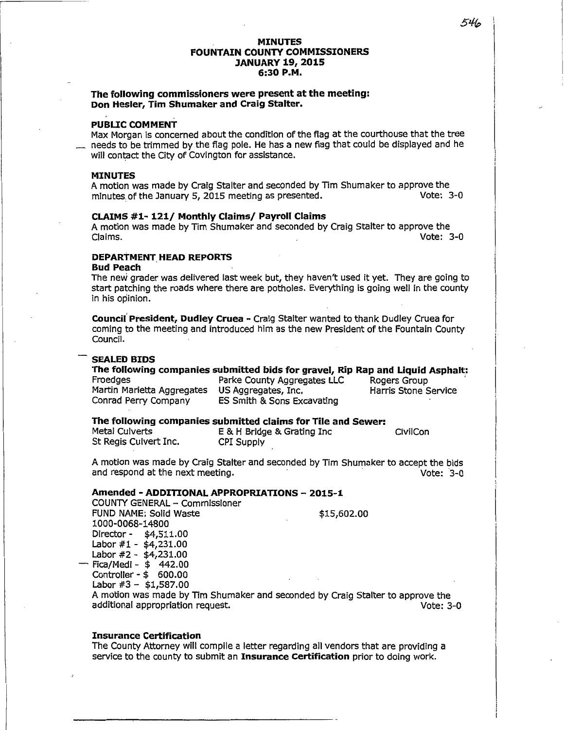# MINUTES
# FOUNTAIN COUNTY COMMISSIONERS
# JANUARY 19, 2015
# 6:30 P.M.

**The following commissioners were present at the meeting: Don Hesler, Tim Shumaker and Craig Stalter.**

### PUBLIC COMMENT

Max Morgan is concerned about the condition of the flag at the courthouse that the tree needs to be trimmed by the flag pole. He has a new flag that could be displayed and he will contact the City of Covington for assistance.

### MINUTES

A motion was made by Craig Stalter and seconded by Tim Shumaker to approve the minutes of the January 5, 2015 meeting as presented. Vote: 3-0

### CLAIMS #1- 121/ Monthly Claims/ Payroll Claims

A motion was made by Tim Shumaker and seconded by Craig Stalter to approve the Claims. Vote: 3-0

### DEPARTMENT HEAD REPORTS

**Bud Peach**

The new grader was delivered last week but, they haven't used it yet. They are going to start patching the roads where there are potholes. Everything is going well in the county in his opinion.

**Council President, Dudley Cruea** - Craig Stalter wanted to thank Dudley Cruea for coming to the meeting and introduced him as the new President of the Fountain County Council.

### SEALED BIDS

**The following companies submitted bids for gravel, Rip Rap and Liquid Asphalt:**

| | | |
|---|---|---|
| Froedges | Parke County Aggregates LLC | Rogers Group |
| Martin Marietta Aggregates | US Aggregates, Inc. | Harris Stone Service |
| Conrad Perry Company | ES Smith & Sons Excavating | |

**The following companies submitted claims for Tile and Sewer:**

| | | |
|---|---|---|
| Metal Culverts | E & H Bridge & Grating Inc | CivilCon |
| St Regis Culvert Inc. | CPI Supply | |

A motion was made by Craig Stalter and seconded by Tim Shumaker to accept the bids and respond at the next meeting. Vote: 3-0

### Amended - ADDITIONAL APPROPRIATIONS – 2015-1

COUNTY GENERAL – Commissioner
FUND NAME: Solid Waste $15,602.00
1000-0068-14800
Director - $4,511.00
Labor #1 - $4,231.00
Labor #2 - $4,231.00
Fica/Medi - $ 442.00
Controller - $ 600.00
Labor #3 – $1,587.00

A motion was made by Tim Shumaker and seconded by Craig Stalter to approve the additional appropriation request. Vote: 3-0

### Insurance Certification

The County Attorney will compile a letter regarding all vendors that are providing a service to the county to submit an **Insurance Certification** prior to doing work.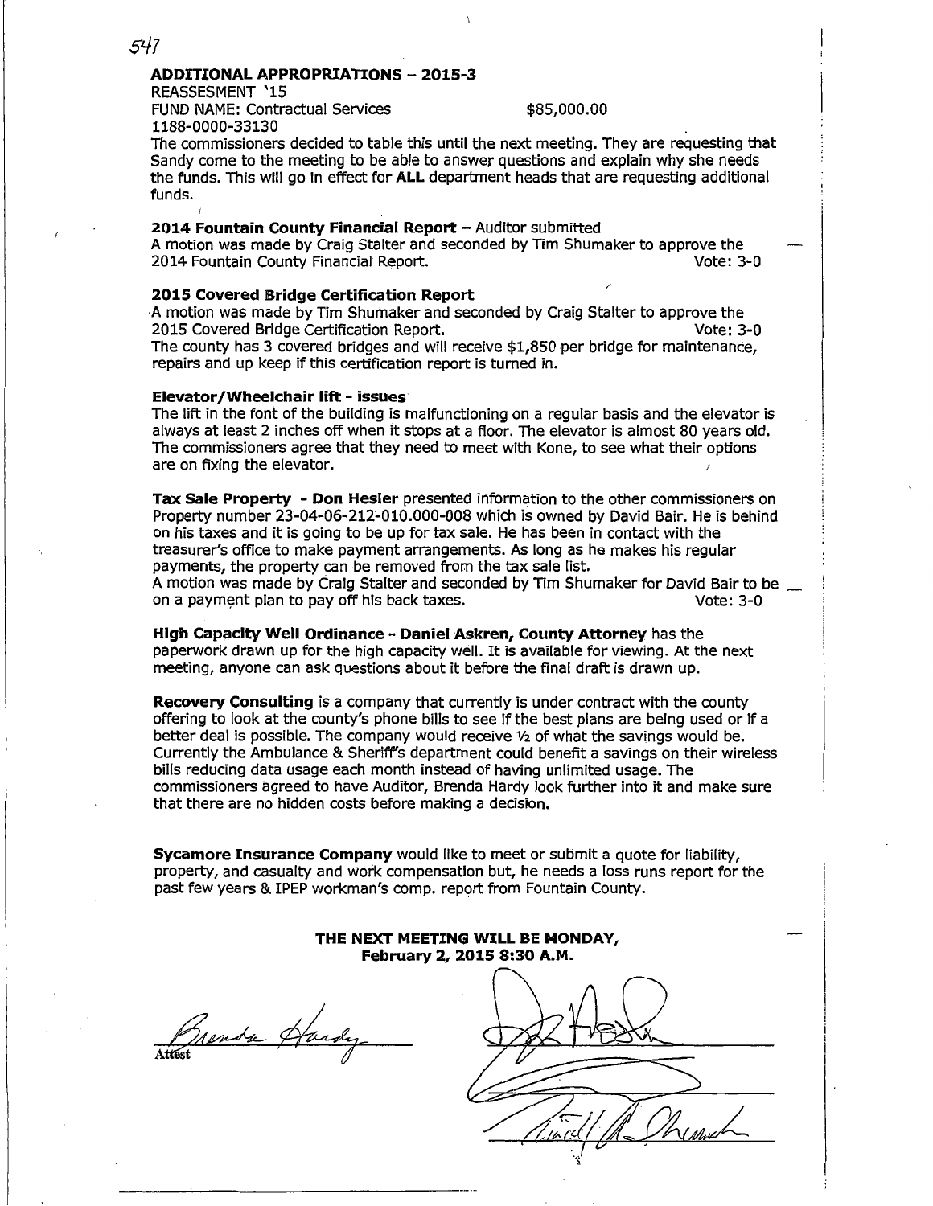**ADDITIONAL APPROPRIATIONS – 2015-3**

REASSESMENT '15

FUND NAME: Contractual Services $85,000.00

1188-0000-33130

The commissioners decided to table this until the next meeting. They are requesting that Sandy come to the meeting to be able to answer questions and explain why she needs the funds. This will go in effect for **ALL** department heads that are requesting additional funds.

**2014 Fountain County Financial Report** – Auditor submitted

A motion was made by Craig Stalter and seconded by Tim Shumaker to approve the 2014 Fountain County Financial Report. Vote: 3-0

**2015 Covered Bridge Certification Report**

A motion was made by Tim Shumaker and seconded by Craig Stalter to approve the 2015 Covered Bridge Certification Report. Vote: 3-0

The county has 3 covered bridges and will receive $1,850 per bridge for maintenance, repairs and up keep if this certification report is turned in.

**Elevator/Wheelchair lift - issues**

The lift in the font of the building is malfunctioning on a regular basis and the elevator is always at least 2 inches off when it stops at a floor. The elevator is almost 80 years old. The commissioners agree that they need to meet with Kone, to see what their options are on fixing the elevator.

**Tax Sale Property - Don Hesler** presented information to the other commissioners on Property number 23-04-06-212-010.000-008 which is owned by David Bair. He is behind on his taxes and it is going to be up for tax sale. He has been in contact with the treasurer's office to make payment arrangements. As long as he makes his regular payments, the property can be removed from the tax sale list.

A motion was made by Craig Stalter and seconded by Tim Shumaker for David Bair to be on a payment plan to pay off his back taxes. Vote: 3-0

**High Capacity Well Ordinance - Daniel Askren, County Attorney** has the paperwork drawn up for the high capacity well. It is available for viewing. At the next meeting, anyone can ask questions about it before the final draft is drawn up.

**Recovery Consulting** is a company that currently is under contract with the county offering to look at the county's phone bills to see if the best plans are being used or if a better deal is possible. The company would receive ½ of what the savings would be. Currently the Ambulance & Sheriff's department could benefit a savings on their wireless bills reducing data usage each month instead of having unlimited usage. The commissioners agreed to have Auditor, Brenda Hardy look further into it and make sure that there are no hidden costs before making a decision.

**Sycamore Insurance Company** would like to meet or submit a quote for liability, property, and casualty and work compensation but, he needs a loss runs report for the past few years & IPEP workman's comp. report from Fountain County.

**THE NEXT MEETING WILL BE MONDAY, February 2, 2015 8:30 A.M.**

Brenda Hardy
Attest